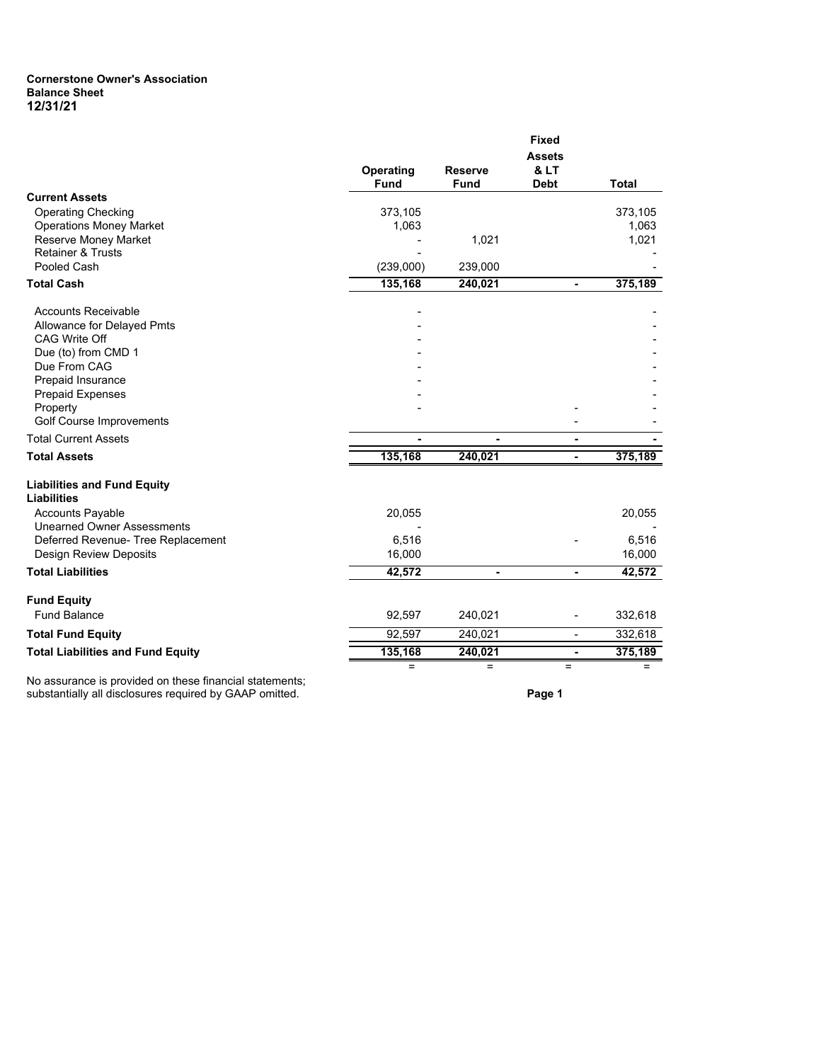**Cornerstone Owner's Association**
**Balance Sheet**
**12/31/21**

| | Operating Fund | Reserve Fund | Fixed Assets & LT Debt | Total |
|---|---|---|---|---|
| **Current Assets** | | | | |
| Operating Checking | 373,105 | | | 373,105 |
| Operations Money Market | 1,063 | | | 1,063 |
| Reserve Money Market | - | 1,021 | | 1,021 |
| Retainer & Trusts | - | | | - |
| Pooled Cash | (239,000) | 239,000 | | - |
| **Total Cash** | **135,168** | **240,021** | **-** | **375,189** |
| Accounts Receivable | - | | | - |
| Allowance for Delayed Pmts | - | | | - |
| CAG Write Off | - | | | - |
| Due (to) from CMD 1 | - | | | - |
| Due From CAG | - | | | - |
| Prepaid Insurance | - | | | - |
| Prepaid Expenses | - | | | - |
| Property | - | | - | - |
| Golf Course Improvements | | | - | - |
| Total Current Assets | **-** | **-** | **-** | **-** |
| **Total Assets** | **135,168** | **240,021** | **-** | **375,189** |
| **Liabilities and Fund Equity** | | | | |
| **Liabilities** | | | | |
| Accounts Payable | 20,055 | | | 20,055 |
| Unearned Owner Assessments | - | | | - |
| Deferred Revenue- Tree Replacement | 6,516 | | - | 6,516 |
| Design Review Deposits | 16,000 | | | 16,000 |
| **Total Liabilities** | **42,572** | **-** | **-** | **42,572** |
| **Fund Equity** | | | | |
| Fund Balance | 92,597 | 240,021 | - | 332,618 |
| **Total Fund Equity** | 92,597 | 240,021 | - | 332,618 |
| **Total Liabilities and Fund Equity** | **135,168** | **240,021** | **-** | **375,189** |
| | = | = | = | = |

No assurance is provided on these financial statements; substantially all disclosures required by GAAP omitted.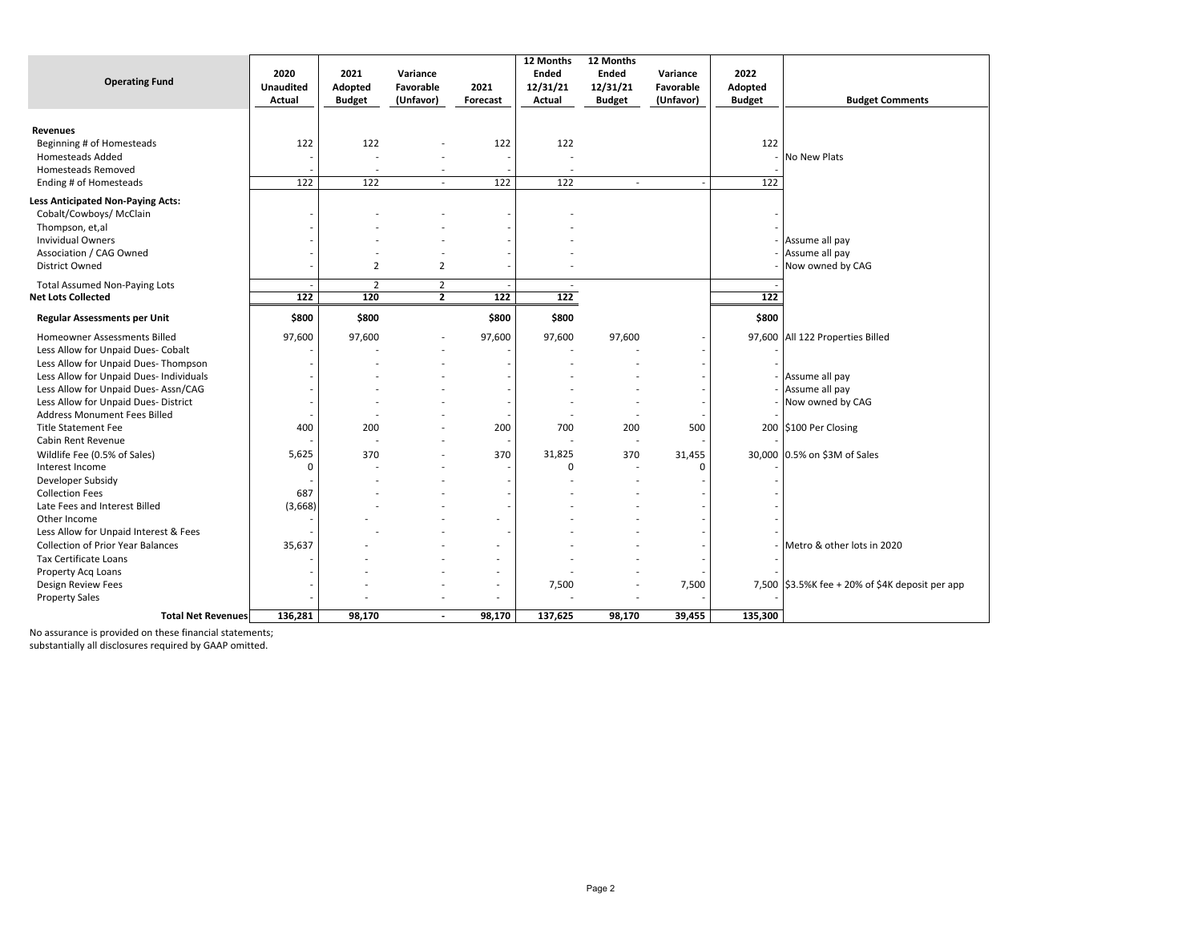| Operating Fund | 2020 Unaudited Actual | 2021 Adopted Budget | Variance Favorable (Unfavor) | 2021 Forecast | 12 Months Ended 12/31/21 Actual | 12 Months Ended 12/31/21 Budget | Variance Favorable (Unfavor) | 2022 Adopted Budget | Budget Comments |
|---|---|---|---|---|---|---|---|---|---|
| **Revenues** | | | | | | | | | |
| Beginning # of Homesteads | 122 | 122 | - | 122 | 122 | | | 122 | |
| Homesteads Added | - | - | - | - | - | | | - | No New Plats |
| Homesteads Removed | - | - | - | - | - | | | - | |
| Ending # of Homesteads | 122 | 122 | - | 122 | 122 | - | - | 122 | |
| **Less Anticipated Non-Paying Acts:** | | | | | | | | | |
| Cobalt/Cowboys/ McClain | - | - | - | - | - | | | - | |
| Thompson, et,al | - | - | - | - | - | | | - | |
| Invividual Owners | - | - | - | - | - | | | - | Assume all pay |
| Association / CAG Owned | - | - | - | - | - | | | - | Assume all pay |
| District Owned | - | 2 | 2 | - | - | | | - | Now owned by CAG |
| Total Assumed Non-Paying Lots | - | 2 | 2 | - | - | | | - | |
| **Net Lots Collected** | **122** | **120** | **2** | **122** | **122** | | | **122** | |
| **Regular Assessments per Unit** | **$800** | **$800** | | **$800** | **$800** | | | **$800** | |
| Homeowner Assessments Billed | 97,600 | 97,600 | - | 97,600 | 97,600 | 97,600 | - | 97,600 | All 122 Properties Billed |
| Less Allow for Unpaid Dues- Cobalt | - | - | - | - | - | - | - | - | |
| Less Allow for Unpaid Dues- Thompson | - | - | - | - | - | - | - | - | |
| Less Allow for Unpaid Dues- Individuals | - | - | - | - | - | - | - | - | Assume all pay |
| Less Allow for Unpaid Dues- Assn/CAG | - | - | - | - | - | - | - | - | Assume all pay |
| Less Allow for Unpaid Dues- District | - | - | - | - | - | - | - | - | Now owned by CAG |
| Address Monument Fees Billed | - | - | - | - | - | - | - | - | |
| Title Statement Fee | 400 | 200 | - | 200 | 700 | 200 | 500 | 200 | $100 Per Closing |
| Cabin Rent Revenue | - | - | - | - | - | - | - | - | |
| Wildlife Fee (0.5% of Sales) | 5,625 | 370 | - | 370 | 31,825 | 370 | 31,455 | 30,000 | 0.5% on $3M of Sales |
| Interest Income | 0 | - | - | - | 0 | - | 0 | - | |
| Developer Subsidy | - | - | - | - | - | - | - | - | |
| Collection Fees | 687 | - | - | - | - | - | - | - | |
| Late Fees and Interest Billed | (3,668) | - | - | - | - | - | - | - | |
| Other Income | - | - | - | - | - | - | - | - | |
| Less Allow for Unpaid Interest & Fees | - | - | - | - | - | - | - | - | |
| Collection of Prior Year Balances | 35,637 | - | - | - | - | - | - | - | Metro & other lots in 2020 |
| Tax Certificate Loans | - | - | - | - | - | - | - | - | |
| Property Acq Loans | - | - | - | - | - | - | - | - | |
| Design Review Fees | - | - | - | - | 7,500 | - | 7,500 | 7,500 | $3.5%K fee + 20% of $4K deposit per app |
| Property Sales | - | - | - | - | - | - | - | - | |
| **Total Net Revenues** | **136,281** | **98,170** | **-** | **98,170** | **137,625** | **98,170** | **39,455** | **135,300** | |

No assurance is provided on these financial statements;
substantially all disclosures required by GAAP omitted.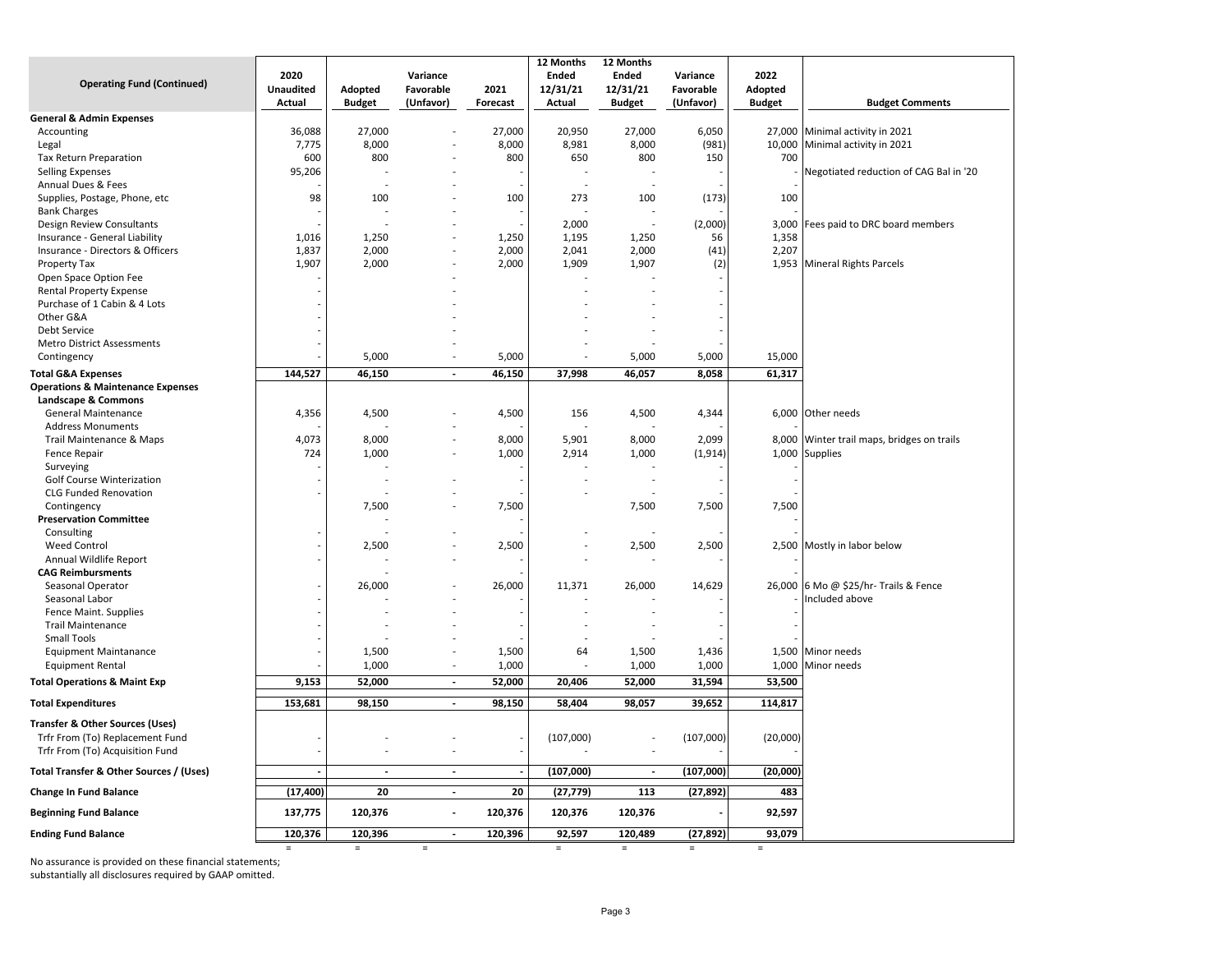| Operating Fund (Continued) | 2020 Unaudited Actual | Adopted Budget | Variance Favorable (Unfavor) | 2021 Forecast | 12 Months Ended 12/31/21 Actual | 12 Months Ended 12/31/21 Budget | Variance Favorable (Unfavor) | 2022 Adopted Budget | Budget Comments |
|---|---|---|---|---|---|---|---|---|---|
| **General & Admin Expenses** | | | | | | | | | |
| Accounting | 36,088 | 27,000 | - | 27,000 | 20,950 | 27,000 | 6,050 | 27,000 | Minimal activity in 2021 |
| Legal | 7,775 | 8,000 | - | 8,000 | 8,981 | 8,000 | (981) | 10,000 | Minimal activity in 2021 |
| Tax Return Preparation | 600 | 800 | - | 800 | 650 | 800 | 150 | 700 | |
| Selling Expenses | 95,206 | - | - | - | - | - | - | - | Negotiated reduction of CAG Bal in '20 |
| Annual Dues & Fees | - | - | - | - | - | - | - | - | |
| Supplies, Postage, Phone, etc | 98 | 100 | - | 100 | 273 | 100 | (173) | 100 | |
| Bank Charges | - | - | - | - | - | - | - | - | |
| Design Review Consultants | - | - | - | - | 2,000 | - | (2,000) | 3,000 | Fees paid to DRC board members |
| Insurance - General Liability | 1,016 | 1,250 | - | 1,250 | 1,195 | 1,250 | 56 | 1,358 | |
| Insurance - Directors & Officers | 1,837 | 2,000 | - | 2,000 | 2,041 | 2,000 | (41) | 2,207 | |
| Property Tax | 1,907 | 2,000 | - | 2,000 | 1,909 | 1,907 | (2) | 1,953 | Mineral Rights Parcels |
| Open Space Option Fee | - | | - | | - | - | - | | |
| Rental Property Expense | - | | - | | - | - | - | | |
| Purchase of 1 Cabin & 4 Lots | - | | - | | - | - | - | | |
| Other G&A | - | | - | | - | - | - | | |
| Debt Service | - | | - | | - | - | - | | |
| Metro District Assessments | - | | - | | - | - | - | | |
| Contingency | - | 5,000 | - | 5,000 | - | 5,000 | 5,000 | 15,000 | |
| **Total G&A Expenses** | **144,527** | **46,150** | **-** | **46,150** | **37,998** | **46,057** | **8,058** | **61,317** | |
| **Operations & Maintenance Expenses** | | | | | | | | | |
| **Landscape & Commons** | | | | | | | | | |
| General Maintenance | 4,356 | 4,500 | - | 4,500 | 156 | 4,500 | 4,344 | 6,000 | Other needs |
| Address Monuments | - | - | - | - | - | - | - | - | |
| Trail Maintenance & Maps | 4,073 | 8,000 | - | 8,000 | 5,901 | 8,000 | 2,099 | 8,000 | Winter trail maps, bridges on trails |
| Fence Repair | 724 | 1,000 | - | 1,000 | 2,914 | 1,000 | (1,914) | 1,000 | Supplies |
| Surveying | - | - | | - | - | - | - | - | |
| Golf Course Winterization | - | - | - | - | - | - | - | - | |
| CLG Funded Renovation | - | - | - | - | - | - | - | - | |
| Contingency | | 7,500 | - | 7,500 | | 7,500 | 7,500 | 7,500 | |
| **Preservation Committee** | | - | | - | | | | - | |
| Consulting | - | - | - | - | - | - | - | - | |
| Weed Control | - | 2,500 | - | 2,500 | - | 2,500 | 2,500 | 2,500 | Mostly in labor below |
| Annual Wildlife Report | - | - | - | - | - | - | - | - | |
| **CAG Reimbursments** | | - | | - | | | | - | |
| Seasonal Operator | - | 26,000 | - | 26,000 | 11,371 | 26,000 | 14,629 | 26,000 | 6 Mo @ $25/hr- Trails & Fence |
| Seasonal Labor | - | - | - | - | - | - | - | - | Included above |
| Fence Maint. Supplies | - | - | - | - | - | - | - | - | |
| Trail Maintenance | - | - | - | - | - | - | - | - | |
| Small Tools | - | - | - | - | - | - | - | - | |
| Equipment Maintanance | - | 1,500 | - | 1,500 | 64 | 1,500 | 1,436 | 1,500 | Minor needs |
| Equipment Rental | - | 1,000 | - | 1,000 | - | 1,000 | 1,000 | 1,000 | Minor needs |
| **Total Operations & Maint Exp** | **9,153** | **52,000** | **-** | **52,000** | **20,406** | **52,000** | **31,594** | **53,500** | |
| **Total Expenditures** | **153,681** | **98,150** | **-** | **98,150** | **58,404** | **98,057** | **39,652** | **114,817** | |
| **Transfer & Other Sources (Uses)** | | | | | | | | | |
| Trfr From (To) Replacement Fund | - | - | - | - | (107,000) | - | (107,000) | (20,000) | |
| Trfr From (To) Acquisition Fund | - | - | - | - | - | - | - | - | |
| **Total Transfer & Other Sources / (Uses)** | **-** | **-** | **-** | **-** | **(107,000)** | **-** | **(107,000)** | **(20,000)** | |
| **Change In Fund Balance** | **(17,400)** | **20** | **-** | **20** | **(27,779)** | **113** | **(27,892)** | **483** | |
| **Beginning Fund Balance** | **137,775** | **120,376** | **-** | **120,376** | **120,376** | **120,376** | **-** | **92,597** | |
| **Ending Fund Balance** | **120,376** | **120,396** | **-** | **120,396** | **92,597** | **120,489** | **(27,892)** | **93,079** | |

No assurance is provided on these financial statements;
substantially all disclosures required by GAAP omitted.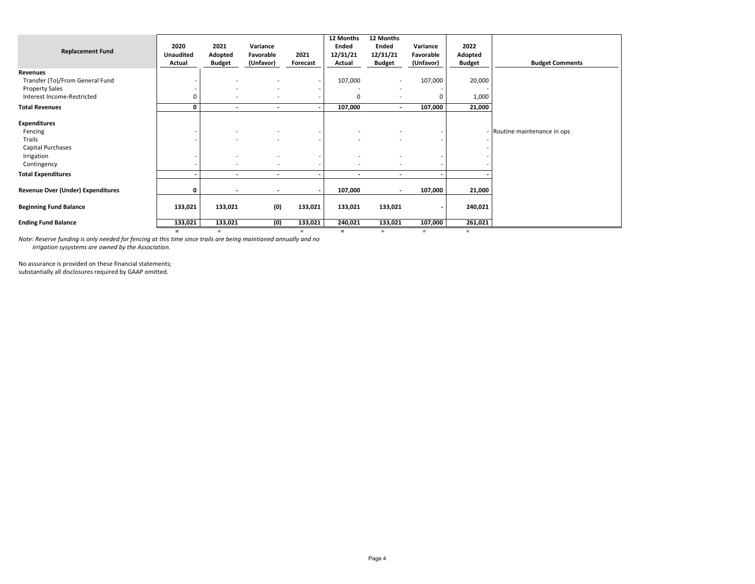| Replacement Fund | 2020 Unaudited Actual | 2021 Adopted Budget | Variance Favorable (Unfavor) | 2021 Forecast | 12 Months Ended 12/31/21 Actual | 12 Months Ended 12/31/21 Budget | Variance Favorable (Unfavor) | 2022 Adopted Budget | Budget Comments |
|---|---|---|---|---|---|---|---|---|---|
| **Revenues** | | | | | | | | | |
| Transfer (To)/From General Fund | - | - | - | - | 107,000 | - | 107,000 | 20,000 | |
| Property Sales | - | - | - | - | - | - | - | - | |
| Interest Income-Restricted | 0 | - | - | - | 0 | - | 0 | 1,000 | |
| **Total Revenues** | **0** | **-** | **-** | **-** | **107,000** | **-** | **107,000** | **21,000** | |
| **Expenditures** | | | | | | | | | |
| Fencing | - | - | - | - | - | - | - | - | Routine maintenance in ops |
| Trails | - | - | - | - | - | - | - | - | |
| Capital Purchases | | | | | | | | - | |
| Irrigation | - | - | - | - | - | - | - | - | |
| Contingency | - | - | - | - | - | - | - | - | |
| **Total Expenditures** | **-** | **-** | **-** | **-** | **-** | **-** | **-** | **-** | |
| **Revenue Over (Under) Expenditures** | **0** | **-** | **-** | **-** | **107,000** | **-** | **107,000** | **21,000** | |
| **Beginning Fund Balance** | **133,021** | **133,021** | **(0)** | **133,021** | **133,021** | **133,021** | **-** | **240,021** | |
| **Ending Fund Balance** | **133,021** | **133,021** | **(0)** | **133,021** | **240,021** | **133,021** | **107,000** | **261,021** | |

*Note: Reserve funding is only needed for fencing at this time since trails are being maintianed annually and no irrigation sysystems are owned by the Association.*

No assurance is provided on these financial statements;
substantially all disclosures required by GAAP omitted.